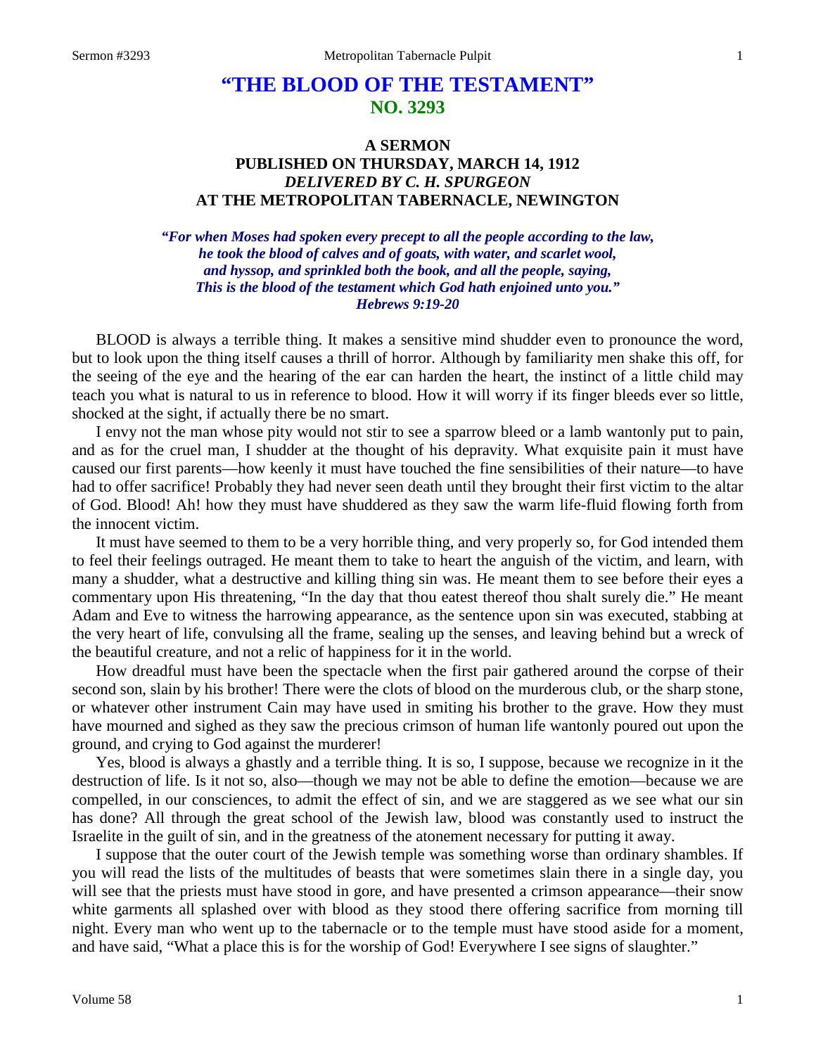# "THE BLOOD OF THE TESTAMENT"
## NO. 3293

### A SERMON
### PUBLISHED ON THURSDAY, MARCH 14, 1912
### *DELIVERED BY C. H. SPURGEON*
### AT THE METROPOLITAN TABERNACLE, NEWINGTON

***"For when Moses had spoken every precept to all the people according to the law, he took the blood of calves and of goats, with water, and scarlet wool, and hyssop, and sprinkled both the book, and all the people, saying, This is the blood of the testament which God hath enjoined unto you." Hebrews 9:19-20***

BLOOD is always a terrible thing. It makes a sensitive mind shudder even to pronounce the word, but to look upon the thing itself causes a thrill of horror. Although by familiarity men shake this off, for the seeing of the eye and the hearing of the ear can harden the heart, the instinct of a little child may teach you what is natural to us in reference to blood. How it will worry if its finger bleeds ever so little, shocked at the sight, if actually there be no smart.

I envy not the man whose pity would not stir to see a sparrow bleed or a lamb wantonly put to pain, and as for the cruel man, I shudder at the thought of his depravity. What exquisite pain it must have caused our first parents—how keenly it must have touched the fine sensibilities of their nature—to have had to offer sacrifice! Probably they had never seen death until they brought their first victim to the altar of God. Blood! Ah! how they must have shuddered as they saw the warm life-fluid flowing forth from the innocent victim.

It must have seemed to them to be a very horrible thing, and very properly so, for God intended them to feel their feelings outraged. He meant them to take to heart the anguish of the victim, and learn, with many a shudder, what a destructive and killing thing sin was. He meant them to see before their eyes a commentary upon His threatening, "In the day that thou eatest thereof thou shalt surely die." He meant Adam and Eve to witness the harrowing appearance, as the sentence upon sin was executed, stabbing at the very heart of life, convulsing all the frame, sealing up the senses, and leaving behind but a wreck of the beautiful creature, and not a relic of happiness for it in the world.

How dreadful must have been the spectacle when the first pair gathered around the corpse of their second son, slain by his brother! There were the clots of blood on the murderous club, or the sharp stone, or whatever other instrument Cain may have used in smiting his brother to the grave. How they must have mourned and sighed as they saw the precious crimson of human life wantonly poured out upon the ground, and crying to God against the murderer!

Yes, blood is always a ghastly and a terrible thing. It is so, I suppose, because we recognize in it the destruction of life. Is it not so, also—though we may not be able to define the emotion—because we are compelled, in our consciences, to admit the effect of sin, and we are staggered as we see what our sin has done? All through the great school of the Jewish law, blood was constantly used to instruct the Israelite in the guilt of sin, and in the greatness of the atonement necessary for putting it away.

I suppose that the outer court of the Jewish temple was something worse than ordinary shambles. If you will read the lists of the multitudes of beasts that were sometimes slain there in a single day, you will see that the priests must have stood in gore, and have presented a crimson appearance—their snow white garments all splashed over with blood as they stood there offering sacrifice from morning till night. Every man who went up to the tabernacle or to the temple must have stood aside for a moment, and have said, "What a place this is for the worship of God! Everywhere I see signs of slaughter."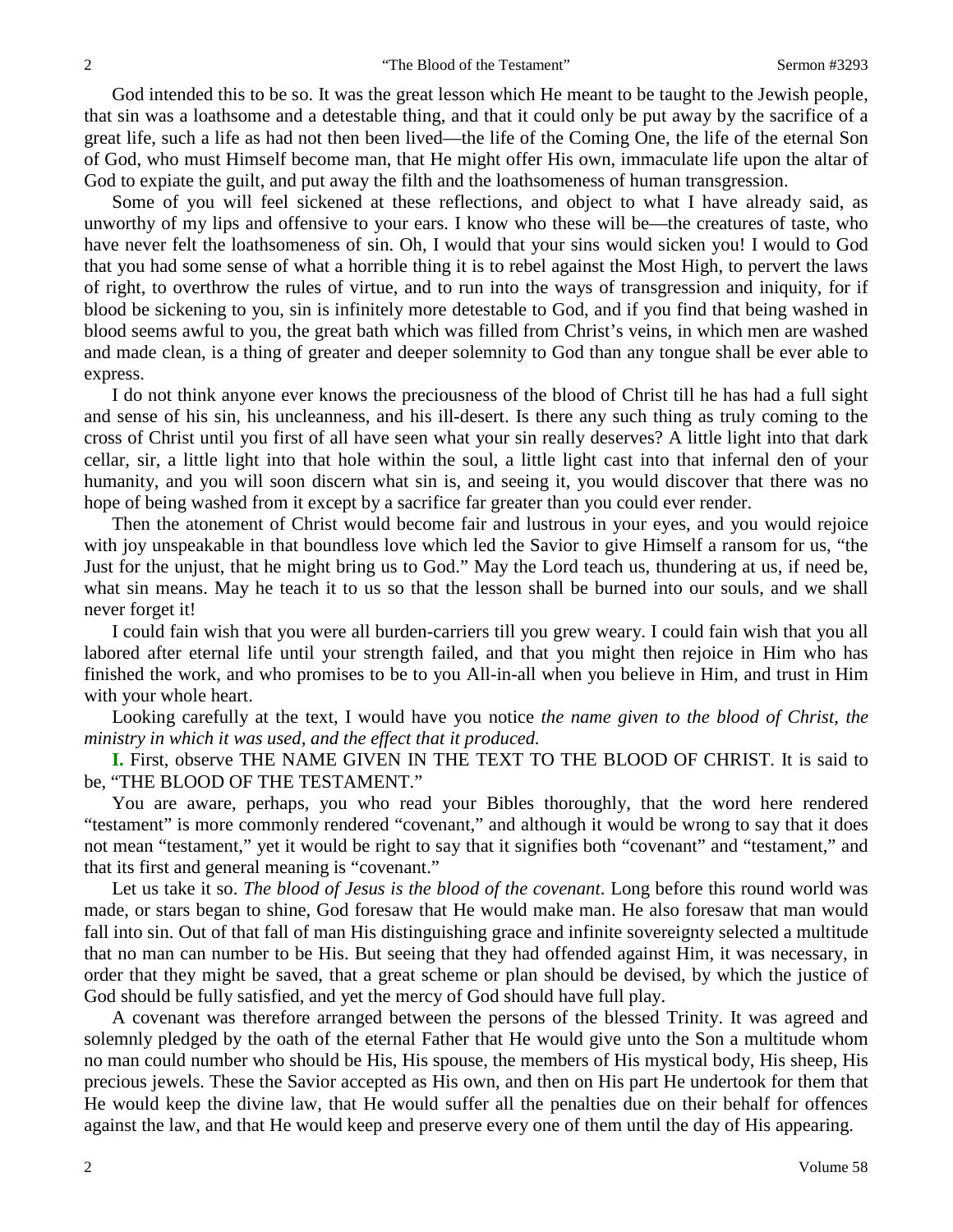God intended this to be so. It was the great lesson which He meant to be taught to the Jewish people, that sin was a loathsome and a detestable thing, and that it could only be put away by the sacrifice of a great life, such a life as had not then been lived—the life of the Coming One, the life of the eternal Son of God, who must Himself become man, that He might offer His own, immaculate life upon the altar of God to expiate the guilt, and put away the filth and the loathsomeness of human transgression.

Some of you will feel sickened at these reflections, and object to what I have already said, as unworthy of my lips and offensive to your ears. I know who these will be—the creatures of taste, who have never felt the loathsomeness of sin. Oh, I would that your sins would sicken you! I would to God that you had some sense of what a horrible thing it is to rebel against the Most High, to pervert the laws of right, to overthrow the rules of virtue, and to run into the ways of transgression and iniquity, for if blood be sickening to you, sin is infinitely more detestable to God, and if you find that being washed in blood seems awful to you, the great bath which was filled from Christ's veins, in which men are washed and made clean, is a thing of greater and deeper solemnity to God than any tongue shall be ever able to express.

I do not think anyone ever knows the preciousness of the blood of Christ till he has had a full sight and sense of his sin, his uncleanness, and his ill-desert. Is there any such thing as truly coming to the cross of Christ until you first of all have seen what your sin really deserves? A little light into that dark cellar, sir, a little light into that hole within the soul, a little light cast into that infernal den of your humanity, and you will soon discern what sin is, and seeing it, you would discover that there was no hope of being washed from it except by a sacrifice far greater than you could ever render.

Then the atonement of Christ would become fair and lustrous in your eyes, and you would rejoice with joy unspeakable in that boundless love which led the Savior to give Himself a ransom for us, "the Just for the unjust, that he might bring us to God." May the Lord teach us, thundering at us, if need be, what sin means. May he teach it to us so that the lesson shall be burned into our souls, and we shall never forget it!

I could fain wish that you were all burden-carriers till you grew weary. I could fain wish that you all labored after eternal life until your strength failed, and that you might then rejoice in Him who has finished the work, and who promises to be to you All-in-all when you believe in Him, and trust in Him with your whole heart.

Looking carefully at the text, I would have you notice *the name given to the blood of Christ, the ministry in which it was used, and the effect that it produced.*

**I.** First, observe THE NAME GIVEN IN THE TEXT TO THE BLOOD OF CHRIST. It is said to be, "THE BLOOD OF THE TESTAMENT."

You are aware, perhaps, you who read your Bibles thoroughly, that the word here rendered "testament" is more commonly rendered "covenant," and although it would be wrong to say that it does not mean "testament," yet it would be right to say that it signifies both "covenant" and "testament," and that its first and general meaning is "covenant."

Let us take it so. *The blood of Jesus is the blood of the covenant*. Long before this round world was made, or stars began to shine, God foresaw that He would make man. He also foresaw that man would fall into sin. Out of that fall of man His distinguishing grace and infinite sovereignty selected a multitude that no man can number to be His. But seeing that they had offended against Him, it was necessary, in order that they might be saved, that a great scheme or plan should be devised, by which the justice of God should be fully satisfied, and yet the mercy of God should have full play.

A covenant was therefore arranged between the persons of the blessed Trinity. It was agreed and solemnly pledged by the oath of the eternal Father that He would give unto the Son a multitude whom no man could number who should be His, His spouse, the members of His mystical body, His sheep, His precious jewels. These the Savior accepted as His own, and then on His part He undertook for them that He would keep the divine law, that He would suffer all the penalties due on their behalf for offences against the law, and that He would keep and preserve every one of them until the day of His appearing.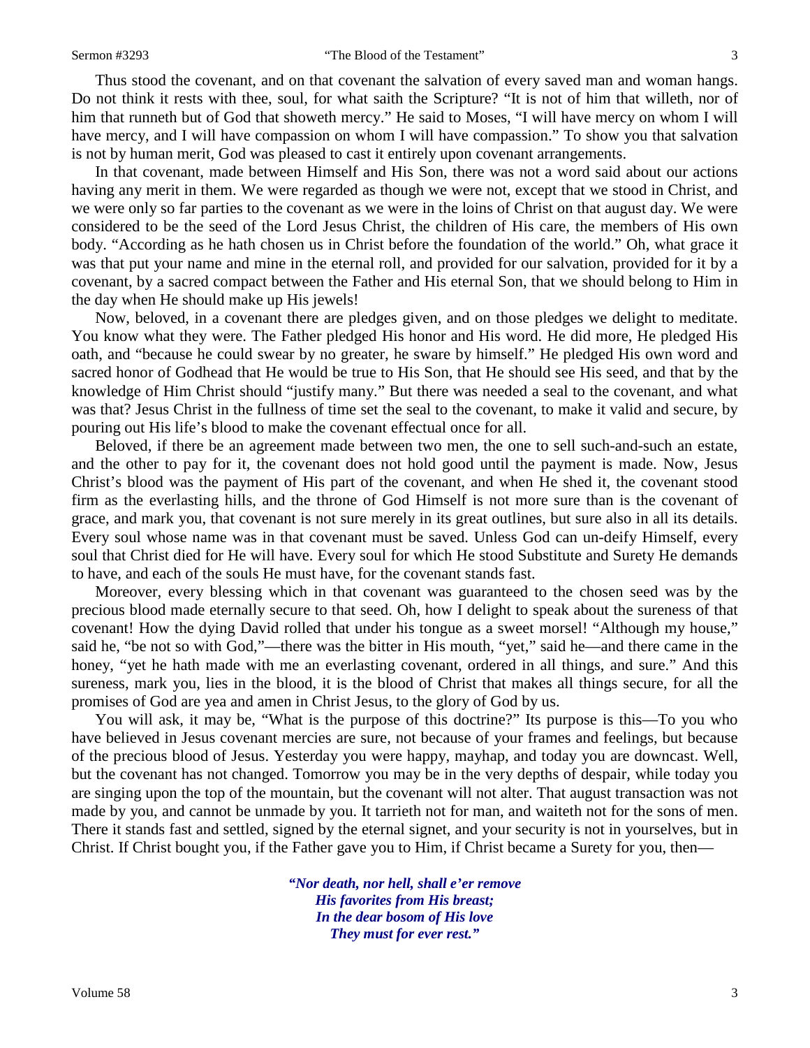Thus stood the covenant, and on that covenant the salvation of every saved man and woman hangs. Do not think it rests with thee, soul, for what saith the Scripture? "It is not of him that willeth, nor of him that runneth but of God that showeth mercy." He said to Moses, "I will have mercy on whom I will have mercy, and I will have compassion on whom I will have compassion." To show you that salvation is not by human merit, God was pleased to cast it entirely upon covenant arrangements.

In that covenant, made between Himself and His Son, there was not a word said about our actions having any merit in them. We were regarded as though we were not, except that we stood in Christ, and we were only so far parties to the covenant as we were in the loins of Christ on that august day. We were considered to be the seed of the Lord Jesus Christ, the children of His care, the members of His own body. "According as he hath chosen us in Christ before the foundation of the world." Oh, what grace it was that put your name and mine in the eternal roll, and provided for our salvation, provided for it by a covenant, by a sacred compact between the Father and His eternal Son, that we should belong to Him in the day when He should make up His jewels!

Now, beloved, in a covenant there are pledges given, and on those pledges we delight to meditate. You know what they were. The Father pledged His honor and His word. He did more, He pledged His oath, and "because he could swear by no greater, he sware by himself." He pledged His own word and sacred honor of Godhead that He would be true to His Son, that He should see His seed, and that by the knowledge of Him Christ should "justify many." But there was needed a seal to the covenant, and what was that? Jesus Christ in the fullness of time set the seal to the covenant, to make it valid and secure, by pouring out His life's blood to make the covenant effectual once for all.

Beloved, if there be an agreement made between two men, the one to sell such-and-such an estate, and the other to pay for it, the covenant does not hold good until the payment is made. Now, Jesus Christ's blood was the payment of His part of the covenant, and when He shed it, the covenant stood firm as the everlasting hills, and the throne of God Himself is not more sure than is the covenant of grace, and mark you, that covenant is not sure merely in its great outlines, but sure also in all its details. Every soul whose name was in that covenant must be saved. Unless God can un-deify Himself, every soul that Christ died for He will have. Every soul for which He stood Substitute and Surety He demands to have, and each of the souls He must have, for the covenant stands fast.

Moreover, every blessing which in that covenant was guaranteed to the chosen seed was by the precious blood made eternally secure to that seed. Oh, how I delight to speak about the sureness of that covenant! How the dying David rolled that under his tongue as a sweet morsel! "Although my house," said he, "be not so with God,"—there was the bitter in His mouth, "yet," said he—and there came in the honey, "yet he hath made with me an everlasting covenant, ordered in all things, and sure." And this sureness, mark you, lies in the blood, it is the blood of Christ that makes all things secure, for all the promises of God are yea and amen in Christ Jesus, to the glory of God by us.

You will ask, it may be, "What is the purpose of this doctrine?" Its purpose is this—To you who have believed in Jesus covenant mercies are sure, not because of your frames and feelings, but because of the precious blood of Jesus. Yesterday you were happy, mayhap, and today you are downcast. Well, but the covenant has not changed. Tomorrow you may be in the very depths of despair, while today you are singing upon the top of the mountain, but the covenant will not alter. That august transaction was not made by you, and cannot be unmade by you. It tarrieth not for man, and waiteth not for the sons of men. There it stands fast and settled, signed by the eternal signet, and your security is not in yourselves, but in Christ. If Christ bought you, if the Father gave you to Him, if Christ became a Surety for you, then—

> ***"Nor death, nor hell, shall e'er remove***
> ***His favorites from His breast;***
> ***In the dear bosom of His love***
> ***They must for ever rest."***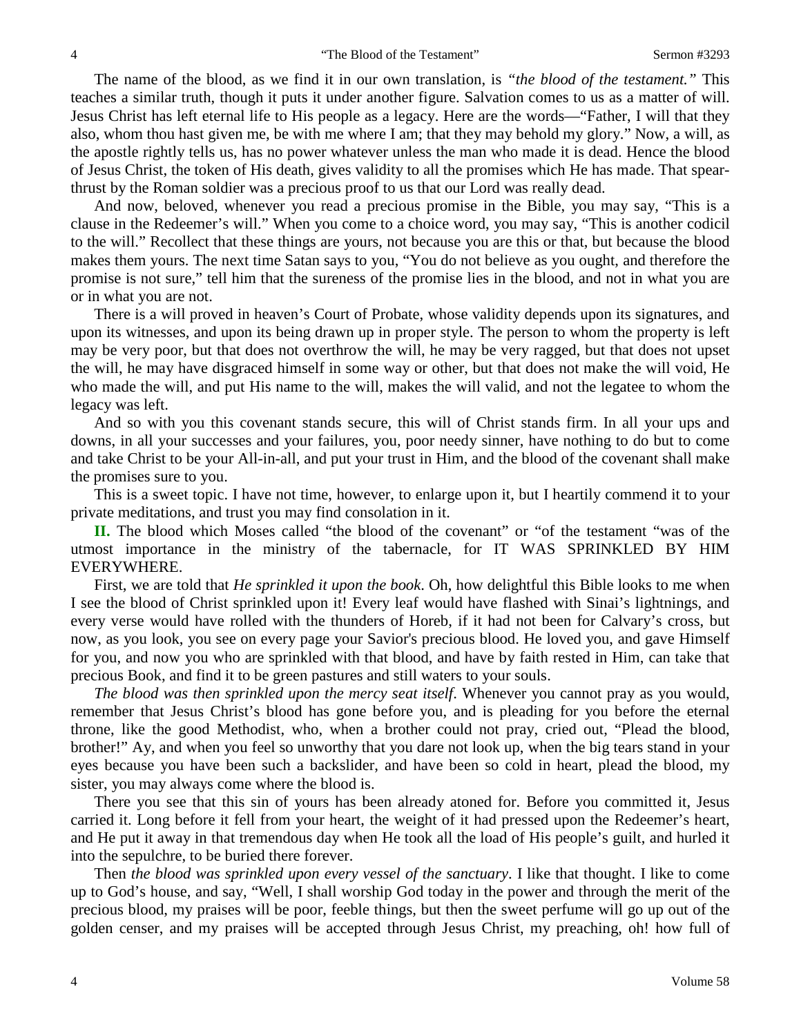The name of the blood, as we find it in our own translation, is *"the blood of the testament."* This teaches a similar truth, though it puts it under another figure. Salvation comes to us as a matter of will. Jesus Christ has left eternal life to His people as a legacy. Here are the words—"Father, I will that they also, whom thou hast given me, be with me where I am; that they may behold my glory." Now, a will, as the apostle rightly tells us, has no power whatever unless the man who made it is dead. Hence the blood of Jesus Christ, the token of His death, gives validity to all the promises which He has made. That spear-thrust by the Roman soldier was a precious proof to us that our Lord was really dead.

And now, beloved, whenever you read a precious promise in the Bible, you may say, "This is a clause in the Redeemer's will." When you come to a choice word, you may say, "This is another codicil to the will." Recollect that these things are yours, not because you are this or that, but because the blood makes them yours. The next time Satan says to you, "You do not believe as you ought, and therefore the promise is not sure," tell him that the sureness of the promise lies in the blood, and not in what you are or in what you are not.

There is a will proved in heaven's Court of Probate, whose validity depends upon its signatures, and upon its witnesses, and upon its being drawn up in proper style. The person to whom the property is left may be very poor, but that does not overthrow the will, he may be very ragged, but that does not upset the will, he may have disgraced himself in some way or other, but that does not make the will void, He who made the will, and put His name to the will, makes the will valid, and not the legatee to whom the legacy was left.

And so with you this covenant stands secure, this will of Christ stands firm. In all your ups and downs, in all your successes and your failures, you, poor needy sinner, have nothing to do but to come and take Christ to be your All-in-all, and put your trust in Him, and the blood of the covenant shall make the promises sure to you.

This is a sweet topic. I have not time, however, to enlarge upon it, but I heartily commend it to your private meditations, and trust you may find consolation in it.

**II.** The blood which Moses called "the blood of the covenant" or "of the testament "was of the utmost importance in the ministry of the tabernacle, for IT WAS SPRINKLED BY HIM EVERYWHERE.

First, we are told that *He sprinkled it upon the book*. Oh, how delightful this Bible looks to me when I see the blood of Christ sprinkled upon it! Every leaf would have flashed with Sinai's lightnings, and every verse would have rolled with the thunders of Horeb, if it had not been for Calvary's cross, but now, as you look, you see on every page your Savior's precious blood. He loved you, and gave Himself for you, and now you who are sprinkled with that blood, and have by faith rested in Him, can take that precious Book, and find it to be green pastures and still waters to your souls.

*The blood was then sprinkled upon the mercy seat itself*. Whenever you cannot pray as you would, remember that Jesus Christ's blood has gone before you, and is pleading for you before the eternal throne, like the good Methodist, who, when a brother could not pray, cried out, "Plead the blood, brother!" Ay, and when you feel so unworthy that you dare not look up, when the big tears stand in your eyes because you have been such a backslider, and have been so cold in heart, plead the blood, my sister, you may always come where the blood is.

There you see that this sin of yours has been already atoned for. Before you committed it, Jesus carried it. Long before it fell from your heart, the weight of it had pressed upon the Redeemer's heart, and He put it away in that tremendous day when He took all the load of His people's guilt, and hurled it into the sepulchre, to be buried there forever.

Then *the blood was sprinkled upon every vessel of the sanctuary*. I like that thought. I like to come up to God's house, and say, "Well, I shall worship God today in the power and through the merit of the precious blood, my praises will be poor, feeble things, but then the sweet perfume will go up out of the golden censer, and my praises will be accepted through Jesus Christ, my preaching, oh! how full of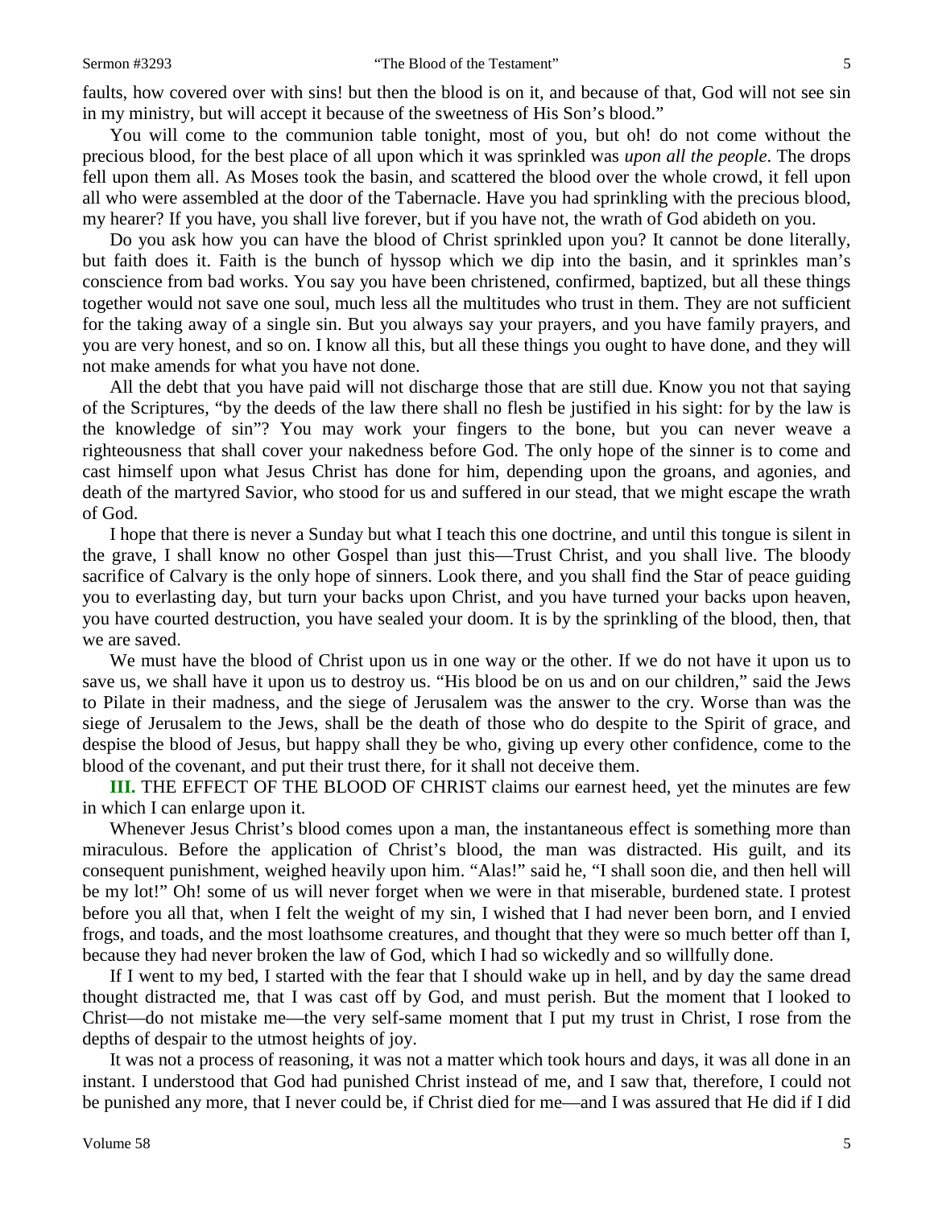faults, how covered over with sins! but then the blood is on it, and because of that, God will not see sin in my ministry, but will accept it because of the sweetness of His Son's blood."

You will come to the communion table tonight, most of you, but oh! do not come without the precious blood, for the best place of all upon which it was sprinkled was *upon all the people*. The drops fell upon them all. As Moses took the basin, and scattered the blood over the whole crowd, it fell upon all who were assembled at the door of the Tabernacle. Have you had sprinkling with the precious blood, my hearer? If you have, you shall live forever, but if you have not, the wrath of God abideth on you.

Do you ask how you can have the blood of Christ sprinkled upon you? It cannot be done literally, but faith does it. Faith is the bunch of hyssop which we dip into the basin, and it sprinkles man's conscience from bad works. You say you have been christened, confirmed, baptized, but all these things together would not save one soul, much less all the multitudes who trust in them. They are not sufficient for the taking away of a single sin. But you always say your prayers, and you have family prayers, and you are very honest, and so on. I know all this, but all these things you ought to have done, and they will not make amends for what you have not done.

All the debt that you have paid will not discharge those that are still due. Know you not that saying of the Scriptures, "by the deeds of the law there shall no flesh be justified in his sight: for by the law is the knowledge of sin"? You may work your fingers to the bone, but you can never weave a righteousness that shall cover your nakedness before God. The only hope of the sinner is to come and cast himself upon what Jesus Christ has done for him, depending upon the groans, and agonies, and death of the martyred Savior, who stood for us and suffered in our stead, that we might escape the wrath of God.

I hope that there is never a Sunday but what I teach this one doctrine, and until this tongue is silent in the grave, I shall know no other Gospel than just this—Trust Christ, and you shall live. The bloody sacrifice of Calvary is the only hope of sinners. Look there, and you shall find the Star of peace guiding you to everlasting day, but turn your backs upon Christ, and you have turned your backs upon heaven, you have courted destruction, you have sealed your doom. It is by the sprinkling of the blood, then, that we are saved.

We must have the blood of Christ upon us in one way or the other. If we do not have it upon us to save us, we shall have it upon us to destroy us. "His blood be on us and on our children," said the Jews to Pilate in their madness, and the siege of Jerusalem was the answer to the cry. Worse than was the siege of Jerusalem to the Jews, shall be the death of those who do despite to the Spirit of grace, and despise the blood of Jesus, but happy shall they be who, giving up every other confidence, come to the blood of the covenant, and put their trust there, for it shall not deceive them.

**III.** THE EFFECT OF THE BLOOD OF CHRIST claims our earnest heed, yet the minutes are few in which I can enlarge upon it.

Whenever Jesus Christ's blood comes upon a man, the instantaneous effect is something more than miraculous. Before the application of Christ's blood, the man was distracted. His guilt, and its consequent punishment, weighed heavily upon him. "Alas!" said he, "I shall soon die, and then hell will be my lot!" Oh! some of us will never forget when we were in that miserable, burdened state. I protest before you all that, when I felt the weight of my sin, I wished that I had never been born, and I envied frogs, and toads, and the most loathsome creatures, and thought that they were so much better off than I, because they had never broken the law of God, which I had so wickedly and so willfully done.

If I went to my bed, I started with the fear that I should wake up in hell, and by day the same dread thought distracted me, that I was cast off by God, and must perish. But the moment that I looked to Christ—do not mistake me—the very self-same moment that I put my trust in Christ, I rose from the depths of despair to the utmost heights of joy.

It was not a process of reasoning, it was not a matter which took hours and days, it was all done in an instant. I understood that God had punished Christ instead of me, and I saw that, therefore, I could not be punished any more, that I never could be, if Christ died for me—and I was assured that He did if I did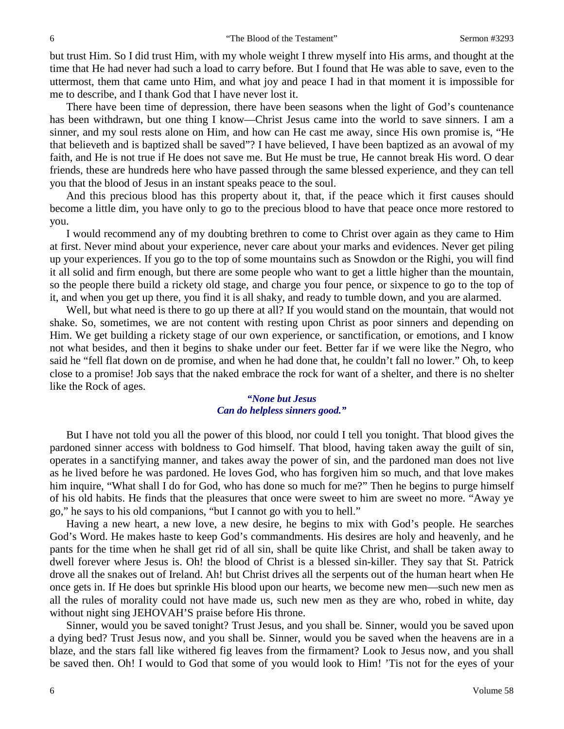but trust Him. So I did trust Him, with my whole weight I threw myself into His arms, and thought at the time that He had never had such a load to carry before. But I found that He was able to save, even to the uttermost, them that came unto Him, and what joy and peace I had in that moment it is impossible for me to describe, and I thank God that I have never lost it.

There have been time of depression, there have been seasons when the light of God's countenance has been withdrawn, but one thing I know—Christ Jesus came into the world to save sinners. I am a sinner, and my soul rests alone on Him, and how can He cast me away, since His own promise is, "He that believeth and is baptized shall be saved"? I have believed, I have been baptized as an avowal of my faith, and He is not true if He does not save me. But He must be true, He cannot break His word. O dear friends, these are hundreds here who have passed through the same blessed experience, and they can tell you that the blood of Jesus in an instant speaks peace to the soul.

And this precious blood has this property about it, that, if the peace which it first causes should become a little dim, you have only to go to the precious blood to have that peace once more restored to you.

I would recommend any of my doubting brethren to come to Christ over again as they came to Him at first. Never mind about your experience, never care about your marks and evidences. Never get piling up your experiences. If you go to the top of some mountains such as Snowdon or the Righi, you will find it all solid and firm enough, but there are some people who want to get a little higher than the mountain, so the people there build a rickety old stage, and charge you four pence, or sixpence to go to the top of it, and when you get up there, you find it is all shaky, and ready to tumble down, and you are alarmed.

Well, but what need is there to go up there at all? If you would stand on the mountain, that would not shake. So, sometimes, we are not content with resting upon Christ as poor sinners and depending on Him. We get building a rickety stage of our own experience, or sanctification, or emotions, and I know not what besides, and then it begins to shake under our feet. Better far if we were like the Negro, who said he "fell flat down on de promise, and when he had done that, he couldn't fall no lower." Oh, to keep close to a promise! Job says that the naked embrace the rock for want of a shelter, and there is no shelter like the Rock of ages.

> ***"None but Jesus***
> ***Can do helpless sinners good."***

But I have not told you all the power of this blood, nor could I tell you tonight. That blood gives the pardoned sinner access with boldness to God himself. That blood, having taken away the guilt of sin, operates in a sanctifying manner, and takes away the power of sin, and the pardoned man does not live as he lived before he was pardoned. He loves God, who has forgiven him so much, and that love makes him inquire, "What shall I do for God, who has done so much for me?" Then he begins to purge himself of his old habits. He finds that the pleasures that once were sweet to him are sweet no more. "Away ye go," he says to his old companions, "but I cannot go with you to hell."

Having a new heart, a new love, a new desire, he begins to mix with God's people. He searches God's Word. He makes haste to keep God's commandments. His desires are holy and heavenly, and he pants for the time when he shall get rid of all sin, shall be quite like Christ, and shall be taken away to dwell forever where Jesus is. Oh! the blood of Christ is a blessed sin-killer. They say that St. Patrick drove all the snakes out of Ireland. Ah! but Christ drives all the serpents out of the human heart when He once gets in. If He does but sprinkle His blood upon our hearts, we become new men—such new men as all the rules of morality could not have made us, such new men as they are who, robed in white, day without night sing JEHOVAH'S praise before His throne.

Sinner, would you be saved tonight? Trust Jesus, and you shall be. Sinner, would you be saved upon a dying bed? Trust Jesus now, and you shall be. Sinner, would you be saved when the heavens are in a blaze, and the stars fall like withered fig leaves from the firmament? Look to Jesus now, and you shall be saved then. Oh! I would to God that some of you would look to Him! 'Tis not for the eyes of your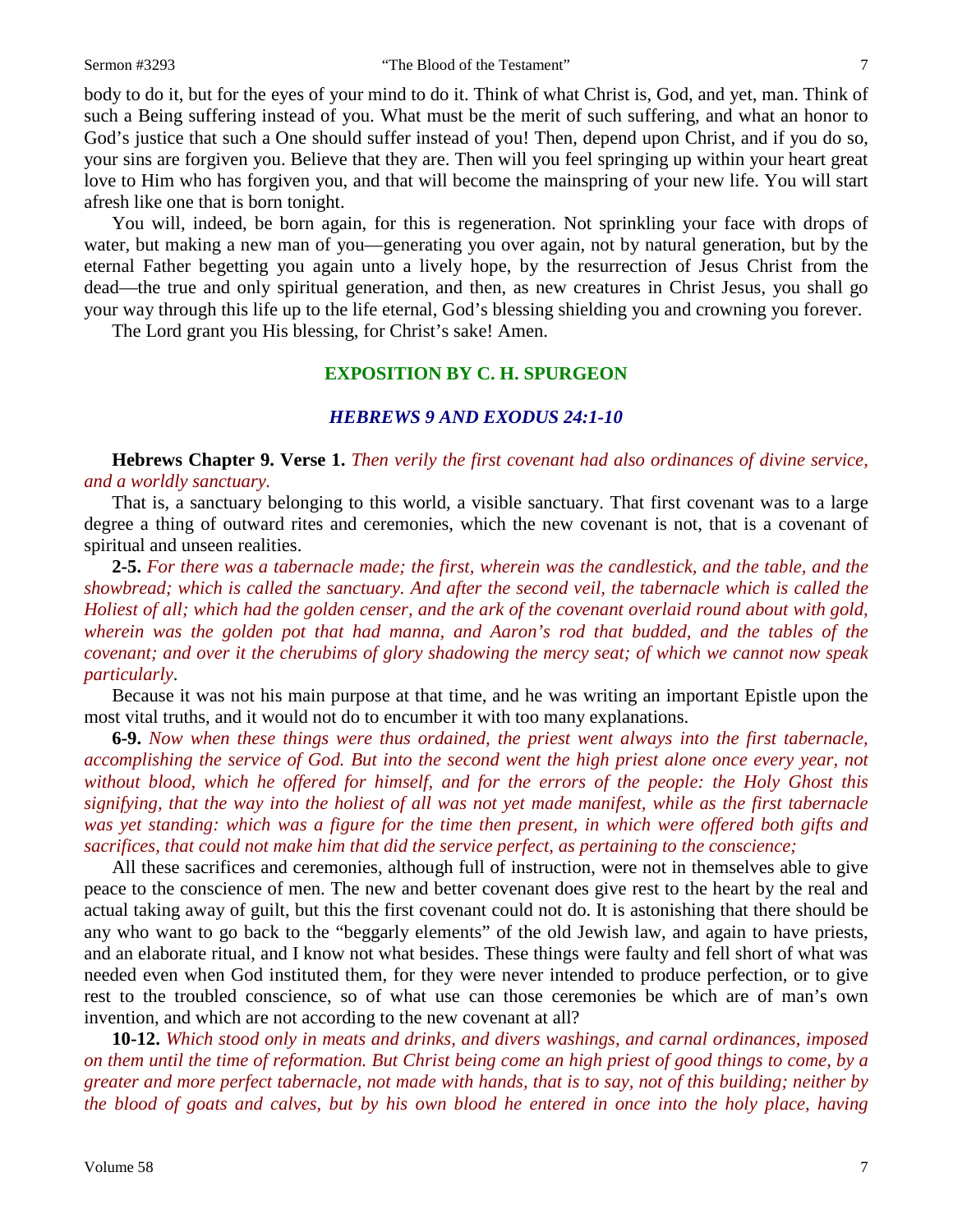body to do it, but for the eyes of your mind to do it. Think of what Christ is, God, and yet, man. Think of such a Being suffering instead of you. What must be the merit of such suffering, and what an honor to God's justice that such a One should suffer instead of you! Then, depend upon Christ, and if you do so, your sins are forgiven you. Believe that they are. Then will you feel springing up within your heart great love to Him who has forgiven you, and that will become the mainspring of your new life. You will start afresh like one that is born tonight.

You will, indeed, be born again, for this is regeneration. Not sprinkling your face with drops of water, but making a new man of you—generating you over again, not by natural generation, but by the eternal Father begetting you again unto a lively hope, by the resurrection of Jesus Christ from the dead—the true and only spiritual generation, and then, as new creatures in Christ Jesus, you shall go your way through this life up to the life eternal, God's blessing shielding you and crowning you forever.

The Lord grant you His blessing, for Christ's sake! Amen.

## EXPOSITION BY C. H. SPURGEON

### *HEBREWS 9 AND EXODUS 24:1-10*

**Hebrews Chapter 9. Verse 1.** *Then verily the first covenant had also ordinances of divine service, and a worldly sanctuary.*

That is, a sanctuary belonging to this world, a visible sanctuary. That first covenant was to a large degree a thing of outward rites and ceremonies, which the new covenant is not, that is a covenant of spiritual and unseen realities.

**2-5.** *For there was a tabernacle made; the first, wherein was the candlestick, and the table, and the showbread; which is called the sanctuary. And after the second veil, the tabernacle which is called the Holiest of all; which had the golden censer, and the ark of the covenant overlaid round about with gold, wherein was the golden pot that had manna, and Aaron's rod that budded, and the tables of the covenant; and over it the cherubims of glory shadowing the mercy seat; of which we cannot now speak particularly*.

Because it was not his main purpose at that time, and he was writing an important Epistle upon the most vital truths, and it would not do to encumber it with too many explanations.

**6-9.** *Now when these things were thus ordained, the priest went always into the first tabernacle, accomplishing the service of God. But into the second went the high priest alone once every year, not without blood, which he offered for himself, and for the errors of the people: the Holy Ghost this signifying, that the way into the holiest of all was not yet made manifest, while as the first tabernacle was yet standing: which was a figure for the time then present, in which were offered both gifts and sacrifices, that could not make him that did the service perfect, as pertaining to the conscience;*

All these sacrifices and ceremonies, although full of instruction, were not in themselves able to give peace to the conscience of men. The new and better covenant does give rest to the heart by the real and actual taking away of guilt, but this the first covenant could not do. It is astonishing that there should be any who want to go back to the "beggarly elements" of the old Jewish law, and again to have priests, and an elaborate ritual, and I know not what besides. These things were faulty and fell short of what was needed even when God instituted them, for they were never intended to produce perfection, or to give rest to the troubled conscience, so of what use can those ceremonies be which are of man's own invention, and which are not according to the new covenant at all?

**10-12.** *Which stood only in meats and drinks, and divers washings, and carnal ordinances, imposed on them until the time of reformation. But Christ being come an high priest of good things to come, by a greater and more perfect tabernacle, not made with hands, that is to say, not of this building; neither by the blood of goats and calves, but by his own blood he entered in once into the holy place, having*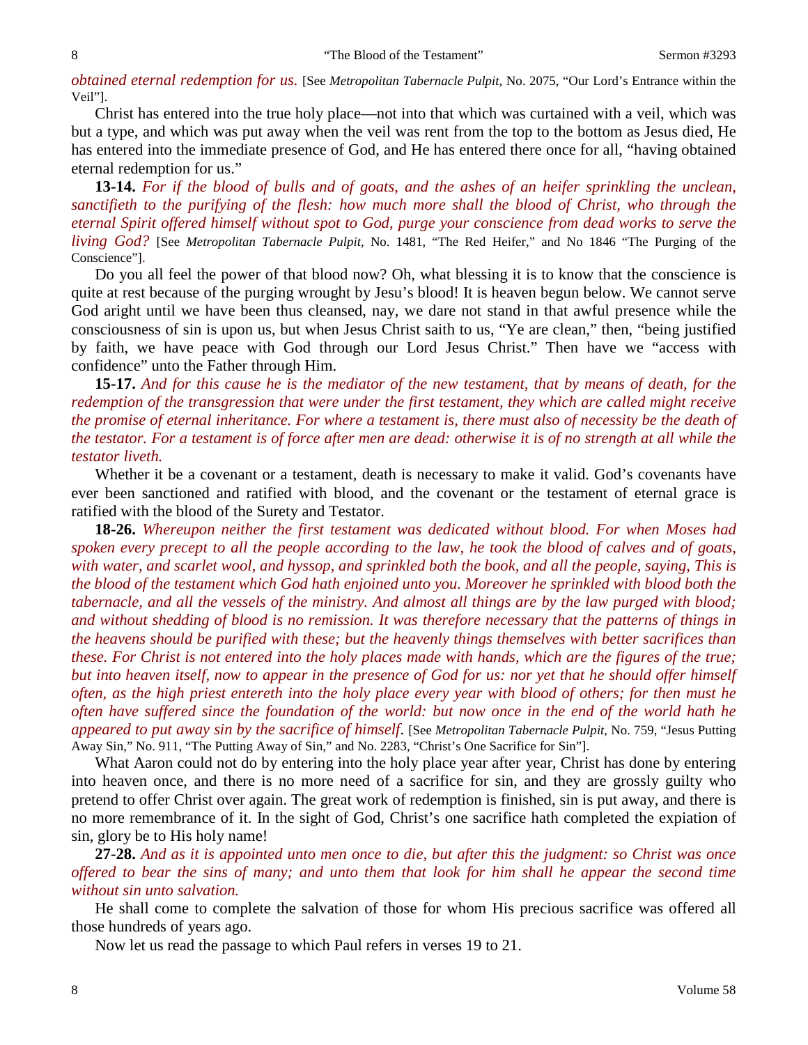*obtained eternal redemption for us.* [See *Metropolitan Tabernacle Pulpit,* No. 2075, "Our Lord's Entrance within the Veil"].

Christ has entered into the true holy place—not into that which was curtained with a veil, which was but a type, and which was put away when the veil was rent from the top to the bottom as Jesus died, He has entered into the immediate presence of God, and He has entered there once for all, "having obtained eternal redemption for us."

**13-14.** *For if the blood of bulls and of goats, and the ashes of an heifer sprinkling the unclean, sanctifieth to the purifying of the flesh: how much more shall the blood of Christ, who through the eternal Spirit offered himself without spot to God, purge your conscience from dead works to serve the living God?* [See *Metropolitan Tabernacle Pulpit,* No. 1481, "The Red Heifer," and No 1846 "The Purging of the Conscience"].

Do you all feel the power of that blood now? Oh, what blessing it is to know that the conscience is quite at rest because of the purging wrought by Jesu's blood! It is heaven begun below. We cannot serve God aright until we have been thus cleansed, nay, we dare not stand in that awful presence while the consciousness of sin is upon us, but when Jesus Christ saith to us, "Ye are clean," then, "being justified by faith, we have peace with God through our Lord Jesus Christ." Then have we "access with confidence" unto the Father through Him.

**15-17.** *And for this cause he is the mediator of the new testament, that by means of death, for the redemption of the transgression that were under the first testament, they which are called might receive the promise of eternal inheritance. For where a testament is, there must also of necessity be the death of the testator. For a testament is of force after men are dead: otherwise it is of no strength at all while the testator liveth.*

Whether it be a covenant or a testament, death is necessary to make it valid. God's covenants have ever been sanctioned and ratified with blood, and the covenant or the testament of eternal grace is ratified with the blood of the Surety and Testator.

**18-26.** *Whereupon neither the first testament was dedicated without blood. For when Moses had spoken every precept to all the people according to the law, he took the blood of calves and of goats, with water, and scarlet wool, and hyssop, and sprinkled both the book, and all the people, saying, This is the blood of the testament which God hath enjoined unto you. Moreover he sprinkled with blood both the tabernacle, and all the vessels of the ministry. And almost all things are by the law purged with blood; and without shedding of blood is no remission. It was therefore necessary that the patterns of things in the heavens should be purified with these; but the heavenly things themselves with better sacrifices than these. For Christ is not entered into the holy places made with hands, which are the figures of the true; but into heaven itself, now to appear in the presence of God for us: nor yet that he should offer himself often, as the high priest entereth into the holy place every year with blood of others; for then must he often have suffered since the foundation of the world: but now once in the end of the world hath he appeared to put away sin by the sacrifice of himself*. [See *Metropolitan Tabernacle Pulpit,* No. 759, "Jesus Putting Away Sin," No. 911, "The Putting Away of Sin," and No. 2283, "Christ's One Sacrifice for Sin"].

What Aaron could not do by entering into the holy place year after year, Christ has done by entering into heaven once, and there is no more need of a sacrifice for sin, and they are grossly guilty who pretend to offer Christ over again. The great work of redemption is finished, sin is put away, and there is no more remembrance of it. In the sight of God, Christ's one sacrifice hath completed the expiation of sin, glory be to His holy name!

**27-28.** *And as it is appointed unto men once to die, but after this the judgment: so Christ was once offered to bear the sins of many; and unto them that look for him shall he appear the second time without sin unto salvation.*

He shall come to complete the salvation of those for whom His precious sacrifice was offered all those hundreds of years ago.

Now let us read the passage to which Paul refers in verses 19 to 21.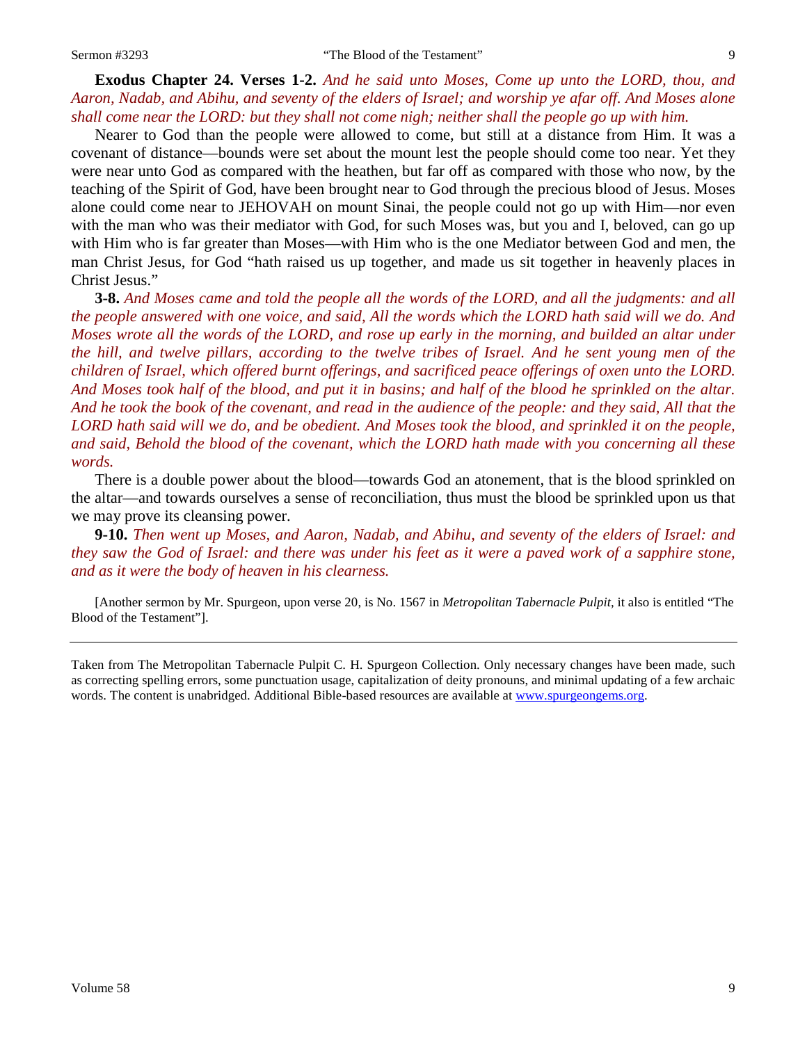**Exodus Chapter 24. Verses 1-2.** *And he said unto Moses, Come up unto the LORD, thou, and Aaron, Nadab, and Abihu, and seventy of the elders of Israel; and worship ye afar off. And Moses alone shall come near the LORD: but they shall not come nigh; neither shall the people go up with him.*

Nearer to God than the people were allowed to come, but still at a distance from Him. It was a covenant of distance—bounds were set about the mount lest the people should come too near. Yet they were near unto God as compared with the heathen, but far off as compared with those who now, by the teaching of the Spirit of God, have been brought near to God through the precious blood of Jesus. Moses alone could come near to JEHOVAH on mount Sinai, the people could not go up with Him—nor even with the man who was their mediator with God, for such Moses was, but you and I, beloved, can go up with Him who is far greater than Moses—with Him who is the one Mediator between God and men, the man Christ Jesus, for God "hath raised us up together, and made us sit together in heavenly places in Christ Jesus."

**3-8.** *And Moses came and told the people all the words of the LORD, and all the judgments: and all the people answered with one voice, and said, All the words which the LORD hath said will we do. And Moses wrote all the words of the LORD, and rose up early in the morning, and builded an altar under the hill, and twelve pillars, according to the twelve tribes of Israel. And he sent young men of the children of Israel, which offered burnt offerings, and sacrificed peace offerings of oxen unto the LORD. And Moses took half of the blood, and put it in basins; and half of the blood he sprinkled on the altar. And he took the book of the covenant, and read in the audience of the people: and they said, All that the LORD hath said will we do, and be obedient. And Moses took the blood, and sprinkled it on the people, and said, Behold the blood of the covenant, which the LORD hath made with you concerning all these words.*

There is a double power about the blood—towards God an atonement, that is the blood sprinkled on the altar—and towards ourselves a sense of reconciliation, thus must the blood be sprinkled upon us that we may prove its cleansing power.

**9-10.** *Then went up Moses, and Aaron, Nadab, and Abihu, and seventy of the elders of Israel: and they saw the God of Israel: and there was under his feet as it were a paved work of a sapphire stone, and as it were the body of heaven in his clearness.*

[Another sermon by Mr. Spurgeon, upon verse 20, is No. 1567 in *Metropolitan Tabernacle Pulpit,* it also is entitled "The Blood of the Testament"].

---

Taken from The Metropolitan Tabernacle Pulpit C. H. Spurgeon Collection. Only necessary changes have been made, such as correcting spelling errors, some punctuation usage, capitalization of deity pronouns, and minimal updating of a few archaic words. The content is unabridged. Additional Bible-based resources are available at www.spurgeongems.org.